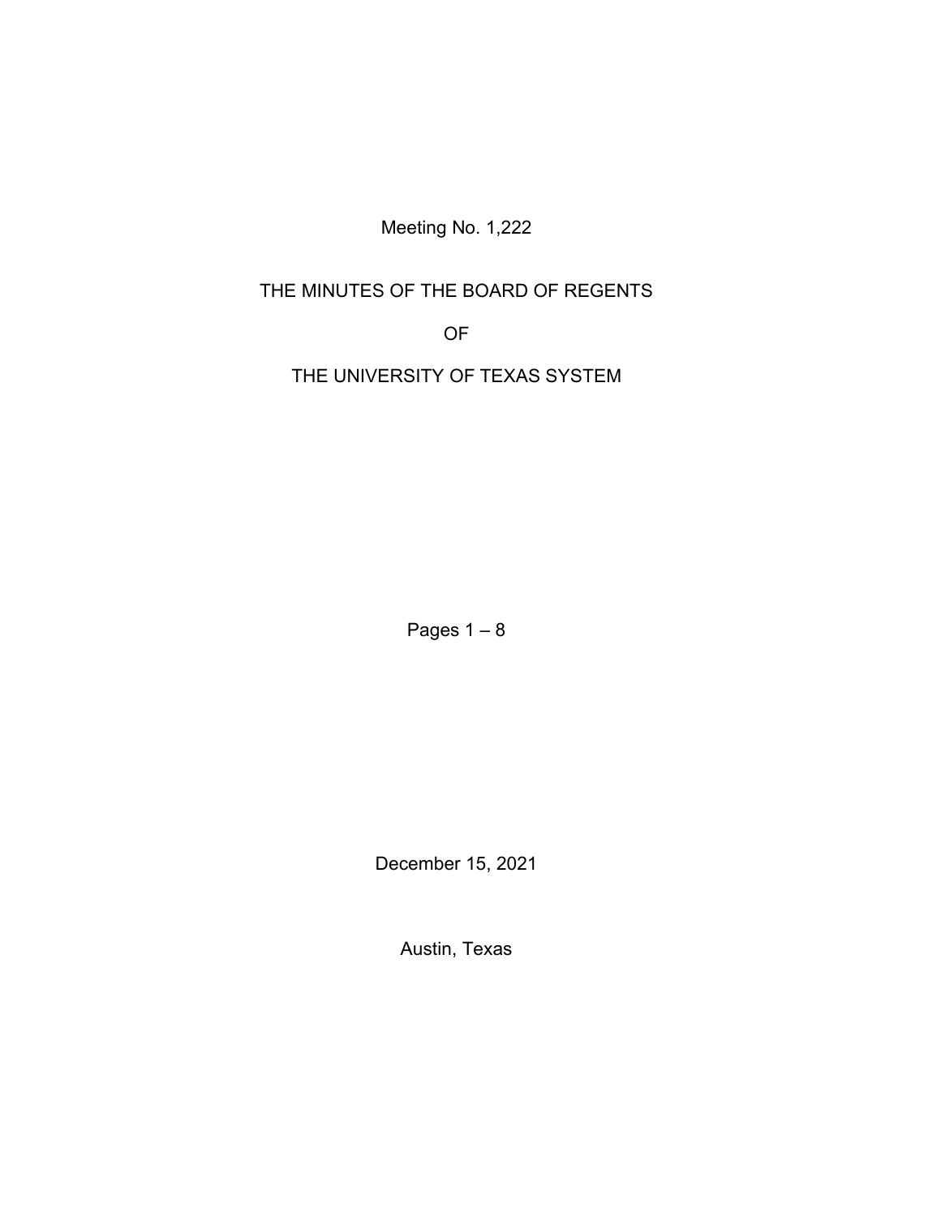Meeting No. 1,222

# THE MINUTES OF THE BOARD OF REGENTS

# OF

# THE UNIVERSITY OF TEXAS SYSTEM

Pages 1 – 8

December 15, 2021

Austin, Texas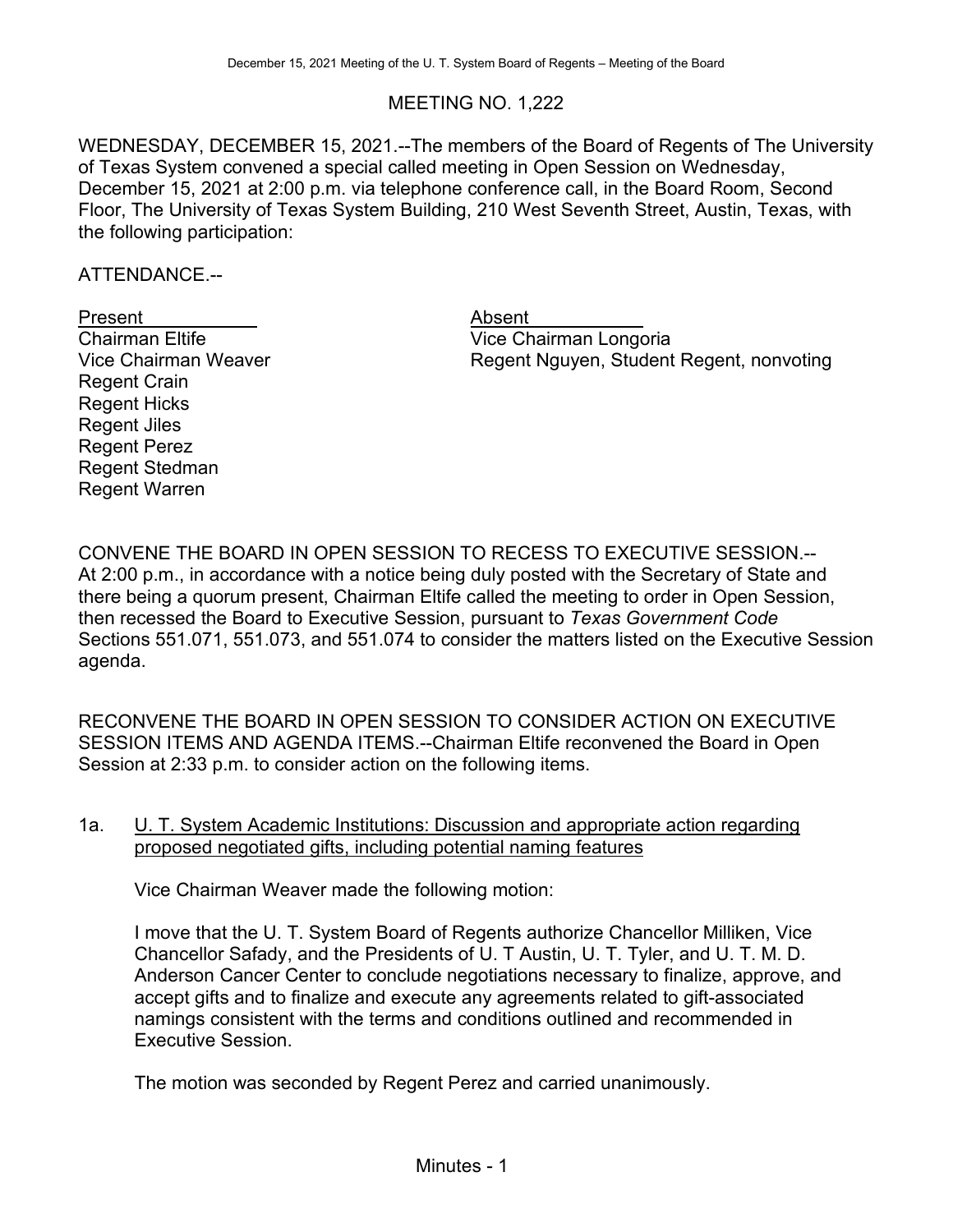# MEETING NO. 1,222

WEDNESDAY, DECEMBER 15, 2021.--The members of the Board of Regents of The University of Texas System convened a special called meeting in Open Session on Wednesday, December 15, 2021 at 2:00 p.m. via telephone conference call, in the Board Room, Second Floor, The University of Texas System Building, 210 West Seventh Street, Austin, Texas, with the following participation:

ATTENDANCE.--

| Present | Absent |
|---|---|
| Chairman Eltife | Vice Chairman Longoria |
| Vice Chairman Weaver | Regent Nguyen, Student Regent, nonvoting |
| Regent Crain | |
| Regent Hicks | |
| Regent Jiles | |
| Regent Perez | |
| Regent Stedman | |
| Regent Warren | |

CONVENE THE BOARD IN OPEN SESSION TO RECESS TO EXECUTIVE SESSION.-- At 2:00 p.m., in accordance with a notice being duly posted with the Secretary of State and there being a quorum present, Chairman Eltife called the meeting to order in Open Session, then recessed the Board to Executive Session, pursuant to *Texas Government Code* Sections 551.071, 551.073, and 551.074 to consider the matters listed on the Executive Session agenda.

RECONVENE THE BOARD IN OPEN SESSION TO CONSIDER ACTION ON EXECUTIVE SESSION ITEMS AND AGENDA ITEMS.--Chairman Eltife reconvened the Board in Open Session at 2:33 p.m. to consider action on the following items.

1a. U. T. System Academic Institutions: Discussion and appropriate action regarding proposed negotiated gifts, including potential naming features

Vice Chairman Weaver made the following motion:

I move that the U. T. System Board of Regents authorize Chancellor Milliken, Vice Chancellor Safady, and the Presidents of U. T Austin, U. T. Tyler, and U. T. M. D. Anderson Cancer Center to conclude negotiations necessary to finalize, approve, and accept gifts and to finalize and execute any agreements related to gift-associated namings consistent with the terms and conditions outlined and recommended in Executive Session.

The motion was seconded by Regent Perez and carried unanimously.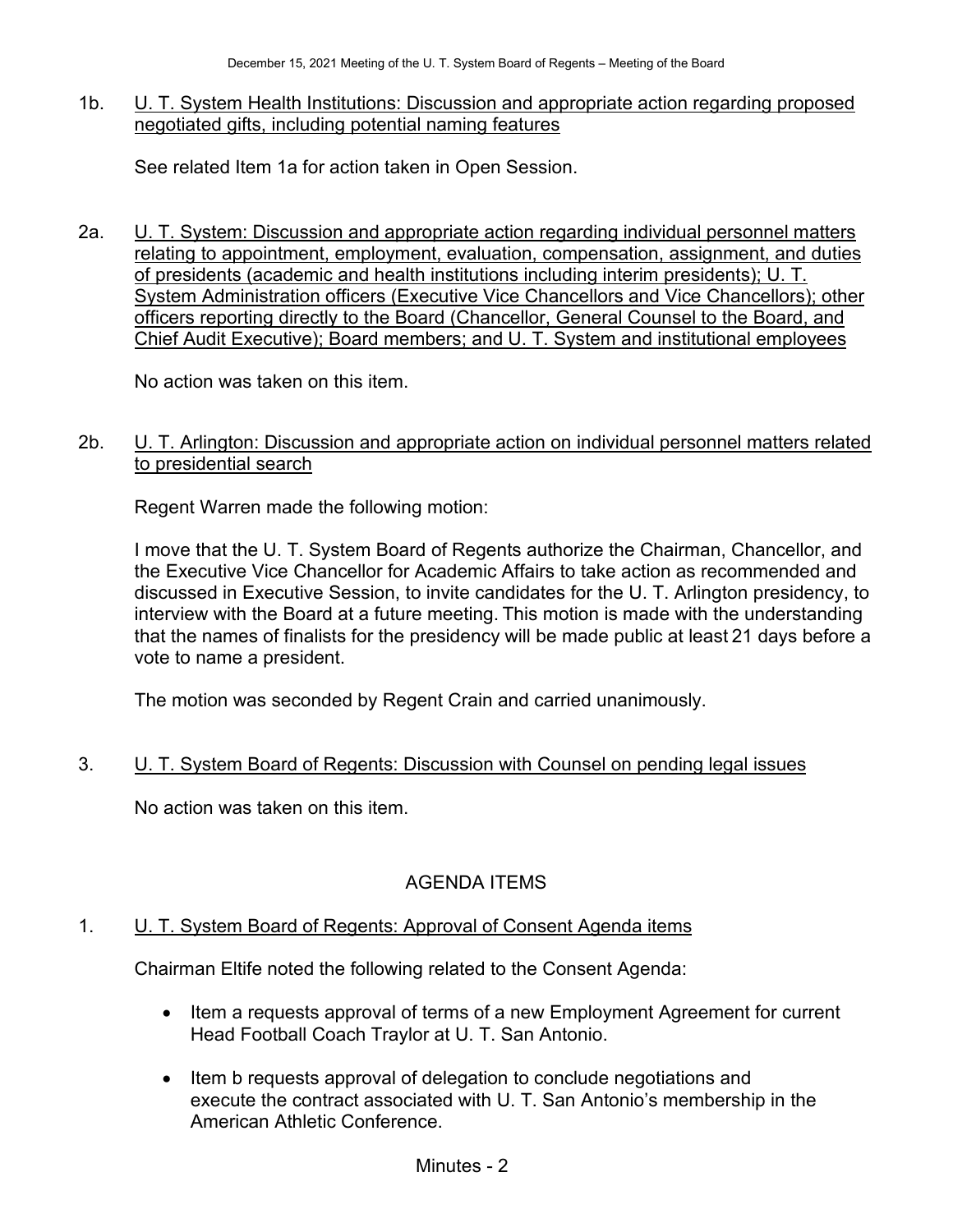1b. U. T. System Health Institutions: Discussion and appropriate action regarding proposed negotiated gifts, including potential naming features

See related Item 1a for action taken in Open Session.

2a. U. T. System: Discussion and appropriate action regarding individual personnel matters relating to appointment, employment, evaluation, compensation, assignment, and duties of presidents (academic and health institutions including interim presidents); U. T. System Administration officers (Executive Vice Chancellors and Vice Chancellors); other officers reporting directly to the Board (Chancellor, General Counsel to the Board, and Chief Audit Executive); Board members; and U. T. System and institutional employees

No action was taken on this item.

2b. U. T. Arlington: Discussion and appropriate action on individual personnel matters related to presidential search

Regent Warren made the following motion:

I move that the U. T. System Board of Regents authorize the Chairman, Chancellor, and the Executive Vice Chancellor for Academic Affairs to take action as recommended and discussed in Executive Session, to invite candidates for the U. T. Arlington presidency, to interview with the Board at a future meeting. This motion is made with the understanding that the names of finalists for the presidency will be made public at least 21 days before a vote to name a president.

The motion was seconded by Regent Crain and carried unanimously.

3. U. T. System Board of Regents: Discussion with Counsel on pending legal issues

No action was taken on this item.

## AGENDA ITEMS

1. U. T. System Board of Regents: Approval of Consent Agenda items

Chairman Eltife noted the following related to the Consent Agenda:

- Item a requests approval of terms of a new Employment Agreement for current Head Football Coach Traylor at U. T. San Antonio.
- Item b requests approval of delegation to conclude negotiations and execute the contract associated with U. T. San Antonio's membership in the American Athletic Conference.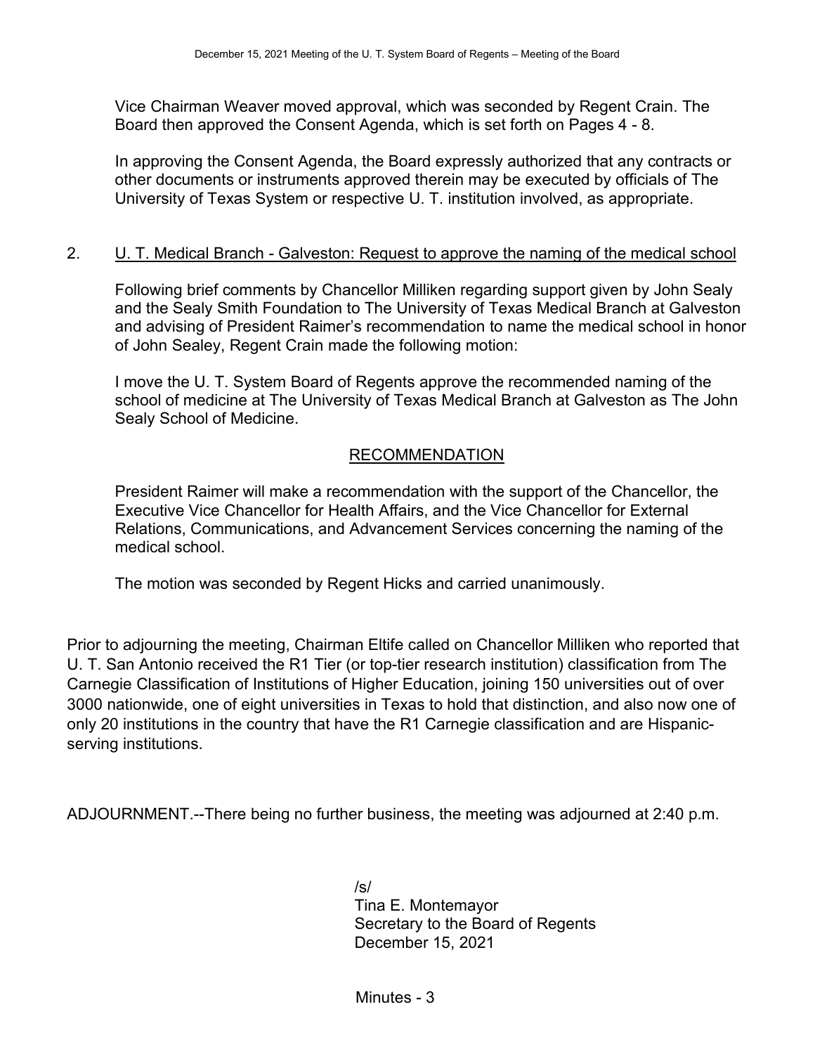Vice Chairman Weaver moved approval, which was seconded by Regent Crain. The Board then approved the Consent Agenda, which is set forth on Pages 4 - 8.

In approving the Consent Agenda, the Board expressly authorized that any contracts or other documents or instruments approved therein may be executed by officials of The University of Texas System or respective U. T. institution involved, as appropriate.

2. U. T. Medical Branch - Galveston: Request to approve the naming of the medical school

Following brief comments by Chancellor Milliken regarding support given by John Sealy and the Sealy Smith Foundation to The University of Texas Medical Branch at Galveston and advising of President Raimer's recommendation to name the medical school in honor of John Sealey, Regent Crain made the following motion:

I move the U. T. System Board of Regents approve the recommended naming of the school of medicine at The University of Texas Medical Branch at Galveston as The John Sealy School of Medicine.

RECOMMENDATION

President Raimer will make a recommendation with the support of the Chancellor, the Executive Vice Chancellor for Health Affairs, and the Vice Chancellor for External Relations, Communications, and Advancement Services concerning the naming of the medical school.

The motion was seconded by Regent Hicks and carried unanimously.

Prior to adjourning the meeting, Chairman Eltife called on Chancellor Milliken who reported that U. T. San Antonio received the R1 Tier (or top-tier research institution) classification from The Carnegie Classification of Institutions of Higher Education, joining 150 universities out of over 3000 nationwide, one of eight universities in Texas to hold that distinction, and also now one of only 20 institutions in the country that have the R1 Carnegie classification and are Hispanic-serving institutions.

ADJOURNMENT.--There being no further business, the meeting was adjourned at 2:40 p.m.

/s/
Tina E. Montemayor
Secretary to the Board of Regents
December 15, 2021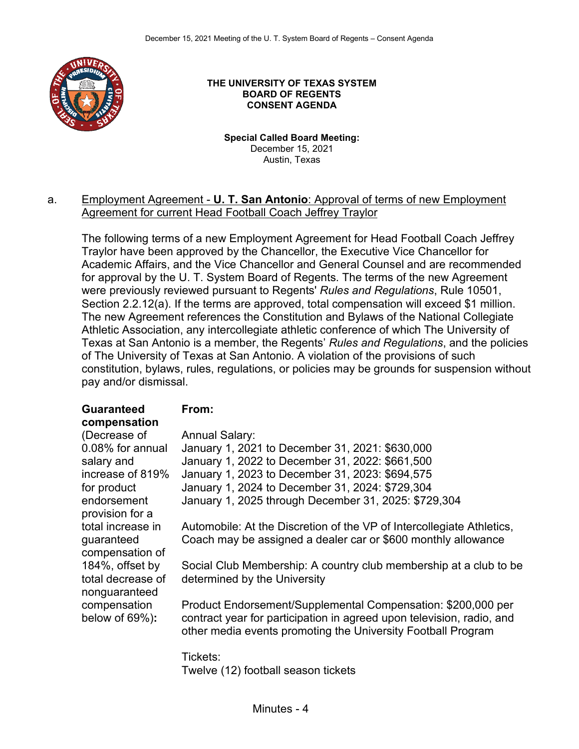**THE UNIVERSITY OF TEXAS SYSTEM**
**BOARD OF REGENTS**
**CONSENT AGENDA**

**Special Called Board Meeting:**
December 15, 2021
Austin, Texas

a. Employment Agreement - **U. T. San Antonio**: Approval of terms of new Employment Agreement for current Head Football Coach Jeffrey Traylor

The following terms of a new Employment Agreement for Head Football Coach Jeffrey Traylor have been approved by the Chancellor, the Executive Vice Chancellor for Academic Affairs, and the Vice Chancellor and General Counsel and are recommended for approval by the U. T. System Board of Regents. The terms of the new Agreement were previously reviewed pursuant to Regents' *Rules and Regulations*, Rule 10501, Section 2.2.12(a). If the terms are approved, total compensation will exceed $1 million. The new Agreement references the Constitution and Bylaws of the National Collegiate Athletic Association, any intercollegiate athletic conference of which The University of Texas at San Antonio is a member, the Regents' *Rules and Regulations*, and the policies of The University of Texas at San Antonio. A violation of the provisions of such constitution, bylaws, rules, regulations, or policies may be grounds for suspension without pay and/or dismissal.

| **Guaranteed compensation** (Decrease of 0.08% for annual salary and increase of 819% for product endorsement provision for a total increase in guaranteed compensation of 184%, offset by total decrease of nonguaranteed compensation below of 69%)**:** | **From:**<br><br>Annual Salary:<br>January 1, 2021 to December 31, 2021: $630,000<br>January 1, 2022 to December 31, 2022: $661,500<br>January 1, 2023 to December 31, 2023: $694,575<br>January 1, 2024 to December 31, 2024: $729,304<br>January 1, 2025 through December 31, 2025: $729,304<br><br>Automobile: At the Discretion of the VP of Intercollegiate Athletics, Coach may be assigned a dealer car or $600 monthly allowance<br><br>Social Club Membership: A country club membership at a club to be determined by the University<br><br>Product Endorsement/Supplemental Compensation: $200,000 per contract year for participation in agreed upon television, radio, and other media events promoting the University Football Program<br><br>Tickets:<br>Twelve (12) football season tickets |
|---|---|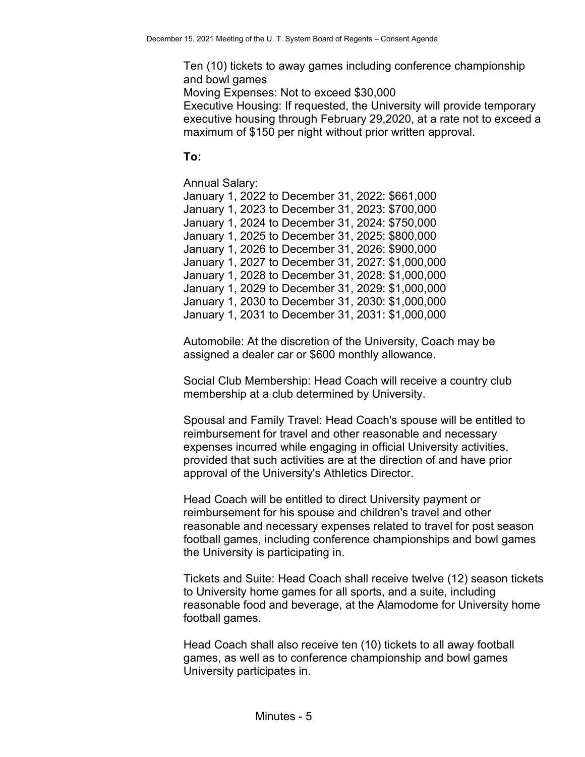Ten (10) tickets to away games including conference championship and bowl games
Moving Expenses: Not to exceed $30,000
Executive Housing: If requested, the University will provide temporary executive housing through February 29,2020, at a rate not to exceed a maximum of $150 per night without prior written approval.

**To:**

Annual Salary:
January 1, 2022 to December 31, 2022: $661,000
January 1, 2023 to December 31, 2023: $700,000
January 1, 2024 to December 31, 2024: $750,000
January 1, 2025 to December 31, 2025: $800,000
January 1, 2026 to December 31, 2026: $900,000
January 1, 2027 to December 31, 2027: $1,000,000
January 1, 2028 to December 31, 2028: $1,000,000
January 1, 2029 to December 31, 2029: $1,000,000
January 1, 2030 to December 31, 2030: $1,000,000
January 1, 2031 to December 31, 2031: $1,000,000

Automobile: At the discretion of the University, Coach may be assigned a dealer car or $600 monthly allowance.

Social Club Membership: Head Coach will receive a country club membership at a club determined by University.

Spousal and Family Travel: Head Coach's spouse will be entitled to reimbursement for travel and other reasonable and necessary expenses incurred while engaging in official University activities, provided that such activities are at the direction of and have prior approval of the University's Athletics Director.

Head Coach will be entitled to direct University payment or reimbursement for his spouse and children's travel and other reasonable and necessary expenses related to travel for post season football games, including conference championships and bowl games the University is participating in.

Tickets and Suite: Head Coach shall receive twelve (12) season tickets to University home games for all sports, and a suite, including reasonable food and beverage, at the Alamodome for University home football games.

Head Coach shall also receive ten (10) tickets to all away football games, as well as to conference championship and bowl games University participates in.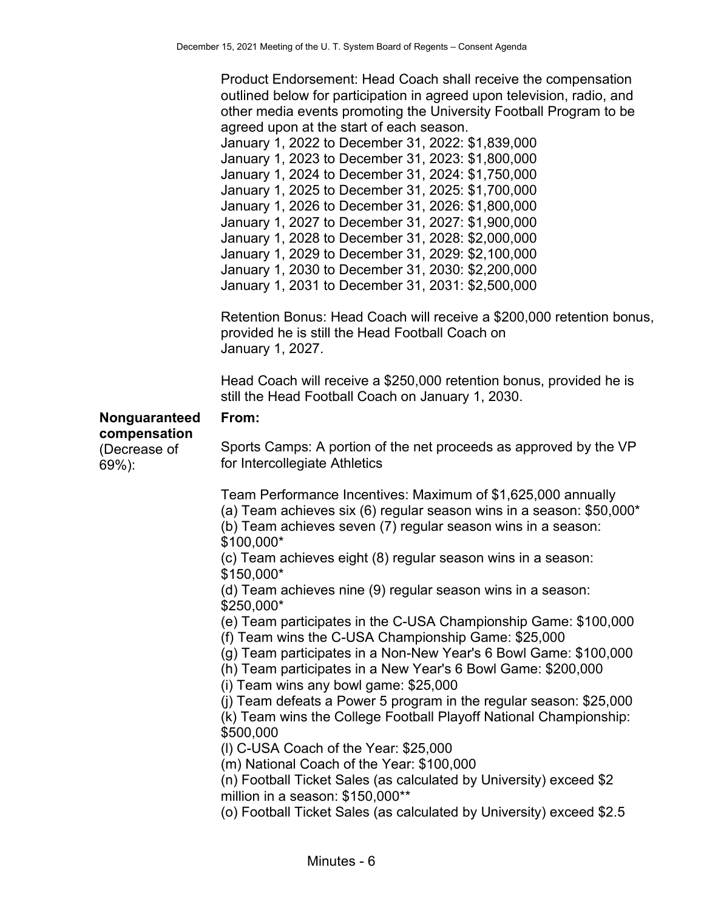Product Endorsement: Head Coach shall receive the compensation outlined below for participation in agreed upon television, radio, and other media events promoting the University Football Program to be agreed upon at the start of each season.
January 1, 2022 to December 31, 2022: $1,839,000
January 1, 2023 to December 31, 2023: $1,800,000
January 1, 2024 to December 31, 2024: $1,750,000
January 1, 2025 to December 31, 2025: $1,700,000
January 1, 2026 to December 31, 2026: $1,800,000
January 1, 2027 to December 31, 2027: $1,900,000
January 1, 2028 to December 31, 2028: $2,000,000
January 1, 2029 to December 31, 2029: $2,100,000
January 1, 2030 to December 31, 2030: $2,200,000
January 1, 2031 to December 31, 2031: $2,500,000

Retention Bonus: Head Coach will receive a $200,000 retention bonus, provided he is still the Head Football Coach on January 1, 2027.

Head Coach will receive a $250,000 retention bonus, provided he is still the Head Football Coach on January 1, 2030.

**Nonguaranteed compensation** (Decrease of 69%):

**From:**

Sports Camps: A portion of the net proceeds as approved by the VP for Intercollegiate Athletics

Team Performance Incentives: Maximum of $1,625,000 annually
(a) Team achieves six (6) regular season wins in a season: $50,000*
(b) Team achieves seven (7) regular season wins in a season: $100,000*
(c) Team achieves eight (8) regular season wins in a season: $150,000*
(d) Team achieves nine (9) regular season wins in a season: $250,000*
(e) Team participates in the C-USA Championship Game: $100,000
(f) Team wins the C-USA Championship Game: $25,000
(g) Team participates in a Non-New Year's 6 Bowl Game: $100,000
(h) Team participates in a New Year's 6 Bowl Game: $200,000
(i) Team wins any bowl game: $25,000
(j) Team defeats a Power 5 program in the regular season: $25,000
(k) Team wins the College Football Playoff National Championship: $500,000
(l) C-USA Coach of the Year: $25,000
(m) National Coach of the Year: $100,000
(n) Football Ticket Sales (as calculated by University) exceed $2 million in a season: $150,000**
(o) Football Ticket Sales (as calculated by University) exceed $2.5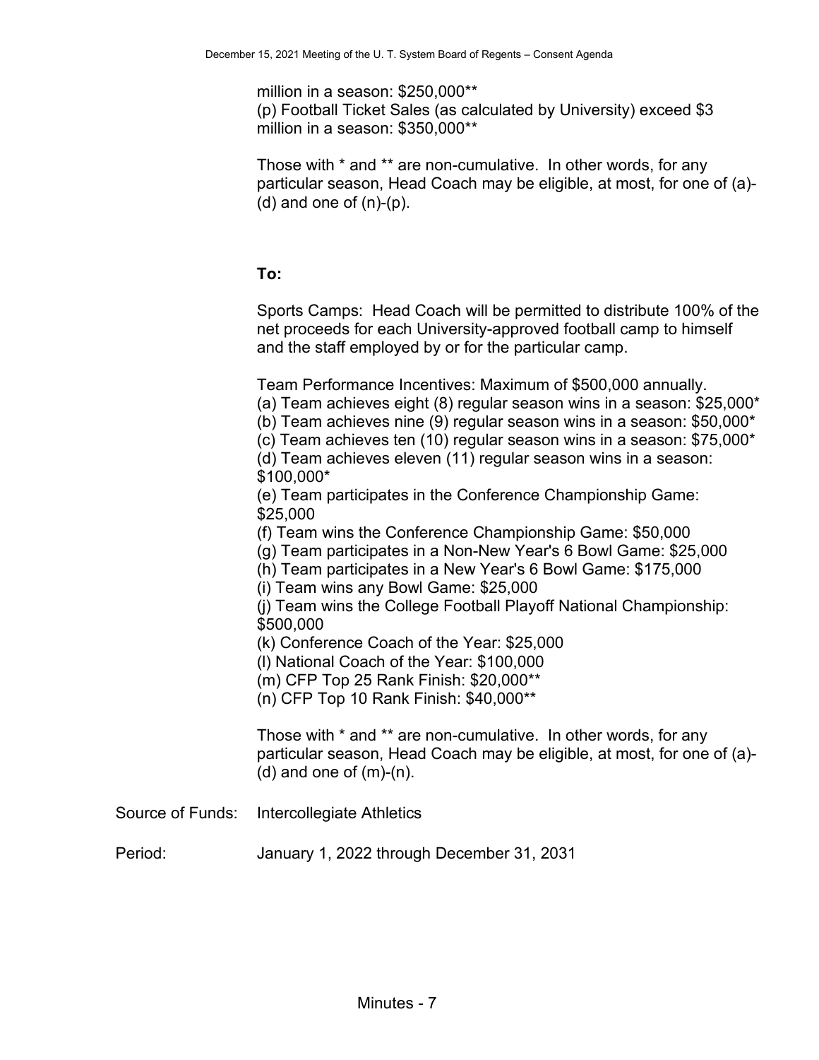million in a season: $250,000**
(p) Football Ticket Sales (as calculated by University) exceed $3 million in a season: $350,000**

Those with * and ** are non-cumulative. In other words, for any particular season, Head Coach may be eligible, at most, for one of (a)-(d) and one of (n)-(p).

**To:**

Sports Camps: Head Coach will be permitted to distribute 100% of the net proceeds for each University-approved football camp to himself and the staff employed by or for the particular camp.

Team Performance Incentives: Maximum of $500,000 annually.
(a) Team achieves eight (8) regular season wins in a season: $25,000*
(b) Team achieves nine (9) regular season wins in a season: $50,000*
(c) Team achieves ten (10) regular season wins in a season: $75,000*
(d) Team achieves eleven (11) regular season wins in a season: $100,000*
(e) Team participates in the Conference Championship Game: $25,000
(f) Team wins the Conference Championship Game: $50,000
(g) Team participates in a Non-New Year's 6 Bowl Game: $25,000
(h) Team participates in a New Year's 6 Bowl Game: $175,000
(i) Team wins any Bowl Game: $25,000
(j) Team wins the College Football Playoff National Championship: $500,000
(k) Conference Coach of the Year: $25,000
(l) National Coach of the Year: $100,000
(m) CFP Top 25 Rank Finish: $20,000**
(n) CFP Top 10 Rank Finish: $40,000**

Those with * and ** are non-cumulative. In other words, for any particular season, Head Coach may be eligible, at most, for one of (a)-(d) and one of (m)-(n).

Source of Funds: Intercollegiate Athletics

Period: January 1, 2022 through December 31, 2031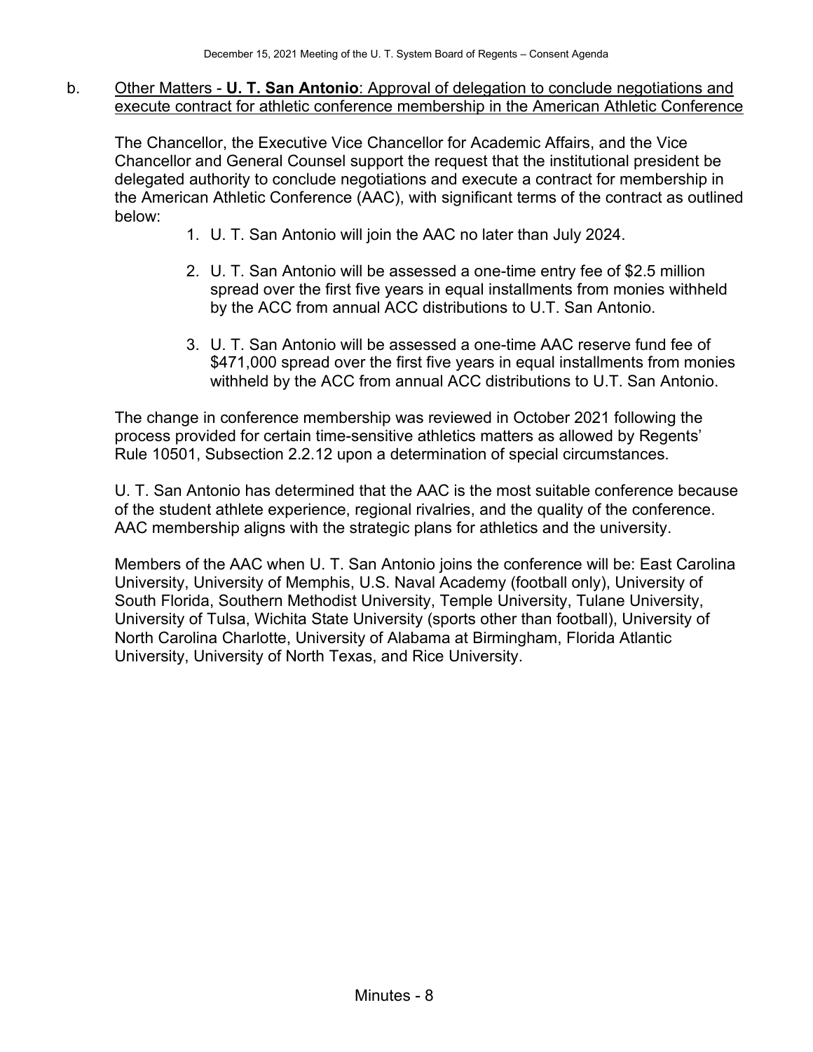b. <u>Other Matters - **U. T. San Antonio**: Approval of delegation to conclude negotiations and execute contract for athletic conference membership in the American Athletic Conference</u>

The Chancellor, the Executive Vice Chancellor for Academic Affairs, and the Vice Chancellor and General Counsel support the request that the institutional president be delegated authority to conclude negotiations and execute a contract for membership in the American Athletic Conference (AAC), with significant terms of the contract as outlined below:

1. U. T. San Antonio will join the AAC no later than July 2024.

2. U. T. San Antonio will be assessed a one-time entry fee of $2.5 million spread over the first five years in equal installments from monies withheld by the ACC from annual ACC distributions to U.T. San Antonio.

3. U. T. San Antonio will be assessed a one-time AAC reserve fund fee of $471,000 spread over the first five years in equal installments from monies withheld by the ACC from annual ACC distributions to U.T. San Antonio.

The change in conference membership was reviewed in October 2021 following the process provided for certain time-sensitive athletics matters as allowed by Regents' Rule 10501, Subsection 2.2.12 upon a determination of special circumstances.

U. T. San Antonio has determined that the AAC is the most suitable conference because of the student athlete experience, regional rivalries, and the quality of the conference. AAC membership aligns with the strategic plans for athletics and the university.

Members of the AAC when U. T. San Antonio joins the conference will be: East Carolina University, University of Memphis, U.S. Naval Academy (football only), University of South Florida, Southern Methodist University, Temple University, Tulane University, University of Tulsa, Wichita State University (sports other than football), University of North Carolina Charlotte, University of Alabama at Birmingham, Florida Atlantic University, University of North Texas, and Rice University.